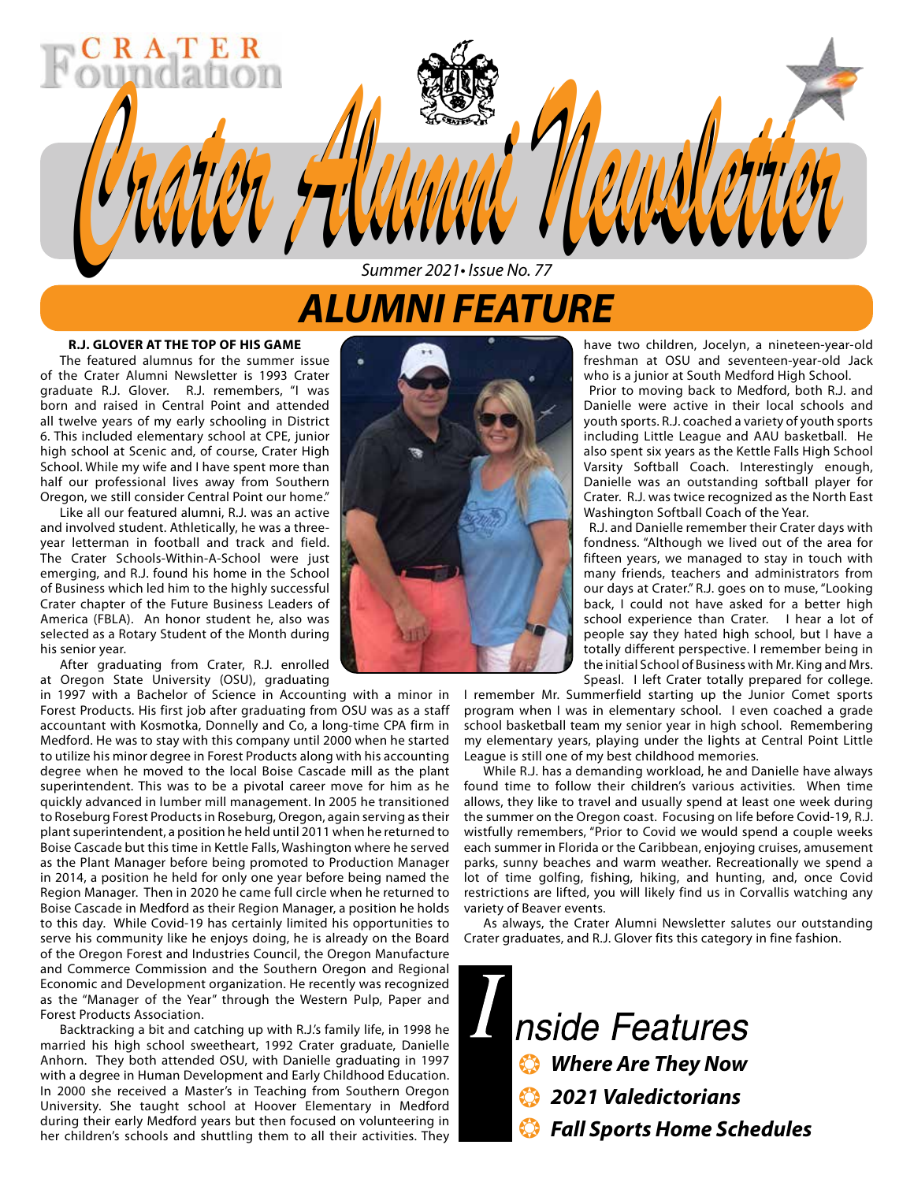CRATER Foundation

# Crater Alumni Newsletter

*Summer 2021 • Issue No. 77*

## ALUMNI FEATURE

### R.J. GLOVER AT THE TOP OF HIS GAME

The featured alumnus for the summer issue of the Crater Alumni Newsletter is 1993 Crater graduate R.J. Glover. R.J. remembers, "I was born and raised in Central Point and attended all twelve years of my early schooling in District 6. This included elementary school at CPE, junior high school at Scenic and, of course, Crater High School. While my wife and I have spent more than half our professional lives away from Southern Oregon, we still consider Central Point our home."

Like all our featured alumni, R.J. was an active and involved student. Athletically, he was a three-year letterman in football and track and field. The Crater Schools-Within-A-School were just emerging, and R.J. found his home in the School of Business which led him to the highly successful Crater chapter of the Future Business Leaders of America (FBLA). An honor student he, also was selected as a Rotary Student of the Month during his senior year.

After graduating from Crater, R.J. enrolled at Oregon State University (OSU), graduating in 1997 with a Bachelor of Science in Accounting with a minor in Forest Products. His first job after graduating from OSU was as a staff accountant with Kosmotka, Donnelly and Co, a long-time CPA firm in Medford. He was to stay with this company until 2000 when he started to utilize his minor degree in Forest Products along with his accounting degree when he moved to the local Boise Cascade mill as the plant superintendent. This was to be a pivotal career move for him as he quickly advanced in lumber mill management. In 2005 he transitioned to Roseburg Forest Products in Roseburg, Oregon, again serving as their plant superintendent, a position he held until 2011 when he returned to Boise Cascade but this time in Kettle Falls, Washington where he served as the Plant Manager before being promoted to Production Manager in 2014, a position he held for only one year before being named the Region Manager. Then in 2020 he came full circle when he returned to Boise Cascade in Medford as their Region Manager, a position he holds to this day. While Covid-19 has certainly limited his opportunities to serve his community like he enjoys doing, he is already on the Board of the Oregon Forest and Industries Council, the Oregon Manufacture and Commerce Commission and the Southern Oregon and Regional Economic and Development organization. He recently was recognized as the "Manager of the Year" through the Western Pulp, Paper and Forest Products Association.

Backtracking a bit and catching up with R.J.'s family life, in 1998 he married his high school sweetheart, 1992 Crater graduate, Danielle Anhorn. They both attended OSU, with Danielle graduating in 1997 with a degree in Human Development and Early Childhood Education. In 2000 she received a Master's in Teaching from Southern Oregon University. She taught school at Hoover Elementary in Medford during their early Medford years but then focused on volunteering in her children's schools and shuttling them to all their activities. They have two children, Jocelyn, a nineteen-year-old freshman at OSU and seventeen-year-old Jack who is a junior at South Medford High School.

Prior to moving back to Medford, both R.J. and Danielle were active in their local schools and youth sports. R.J. coached a variety of youth sports including Little League and AAU basketball. He also spent six years as the Kettle Falls High School Varsity Softball Coach. Interestingly enough, Danielle was an outstanding softball player for Crater. R.J. was twice recognized as the North East Washington Softball Coach of the Year.

R.J. and Danielle remember their Crater days with fondness. "Although we lived out of the area for fifteen years, we managed to stay in touch with many friends, teachers and administrators from our days at Crater." R.J. goes on to muse, "Looking back, I could not have asked for a better high school experience than Crater. I hear a lot of people say they hated high school, but I have a totally different perspective. I remember being in the initial School of Business with Mr. King and Mrs. Speasl. I left Crater totally prepared for college. I remember Mr. Summerfield starting up the Junior Comet sports program when I was in elementary school. I even coached a grade school basketball team my senior year in high school. Remembering my elementary years, playing under the lights at Central Point Little League is still one of my best childhood memories.

While R.J. has a demanding workload, he and Danielle have always found time to follow their children's various activities. When time allows, they like to travel and usually spend at least one week during the summer on the Oregon coast. Focusing on life before Covid-19, R.J. wistfully remembers, "Prior to Covid we would spend a couple weeks each summer in Florida or the Caribbean, enjoying cruises, amusement parks, sunny beaches and warm weather. Recreationally we spend a lot of time golfing, fishing, hiking, and hunting, and, once Covid restrictions are lifted, you will likely find us in Corvallis watching any variety of Beaver events.

As always, the Crater Alumni Newsletter salutes our outstanding Crater graduates, and R.J. Glover fits this category in fine fashion.

## Inside Features

- ***Where Are They Now***
- ***2021 Valedictorians***
- ***Fall Sports Home Schedules***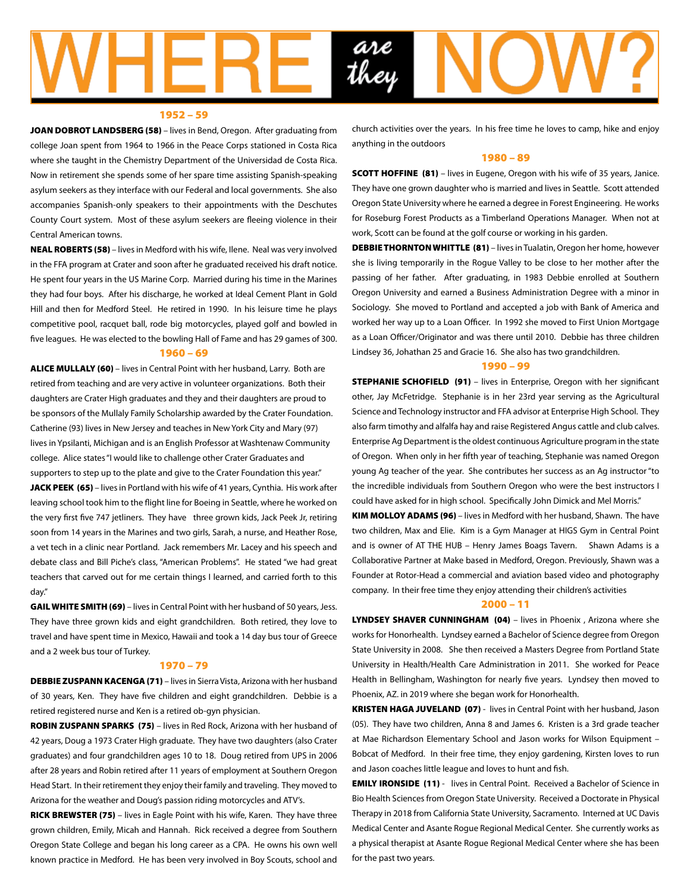# WHERE *are they* NOW?

## 1952 – 59

**JOAN DOBROT LANDSBERG (58)** – lives in Bend, Oregon. After graduating from college Joan spent from 1964 to 1966 in the Peace Corps stationed in Costa Rica where she taught in the Chemistry Department of the Universidad de Costa Rica. Now in retirement she spends some of her spare time assisting Spanish-speaking asylum seekers as they interface with our Federal and local governments. She also accompanies Spanish-only speakers to their appointments with the Deschutes County Court system. Most of these asylum seekers are fleeing violence in their Central American towns.

**NEAL ROBERTS (58)** – lives in Medford with his wife, Ilene. Neal was very involved in the FFA program at Crater and soon after he graduated received his draft notice. He spent four years in the US Marine Corp. Married during his time in the Marines they had four boys. After his discharge, he worked at Ideal Cement Plant in Gold Hill and then for Medford Steel. He retired in 1990. In his leisure time he plays competitive pool, racquet ball, rode big motorcycles, played golf and bowled in five leagues. He was elected to the bowling Hall of Fame and has 29 games of 300.

## 1960 – 69

**ALICE MULLALY (60)** – lives in Central Point with her husband, Larry. Both are retired from teaching and are very active in volunteer organizations. Both their daughters are Crater High graduates and they and their daughters are proud to be sponsors of the Mullaly Family Scholarship awarded by the Crater Foundation. Catherine (93) lives in New Jersey and teaches in New York City and Mary (97) lives in Ypsilanti, Michigan and is an English Professor at Washtenaw Community college. Alice states "I would like to challenge other Crater Graduates and supporters to step up to the plate and give to the Crater Foundation this year."

**JACK PEEK (65)** – lives in Portland with his wife of 41 years, Cynthia. His work after leaving school took him to the flight line for Boeing in Seattle, where he worked on the very first five 747 jetliners. They have three grown kids, Jack Peek Jr, retiring soon from 14 years in the Marines and two girls, Sarah, a nurse, and Heather Rose, a vet tech in a clinic near Portland. Jack remembers Mr. Lacey and his speech and debate class and Bill Piche's class, "American Problems". He stated "we had great teachers that carved out for me certain things I learned, and carried forth to this day."

**GAIL WHITE SMITH (69)** – lives in Central Point with her husband of 50 years, Jess. They have three grown kids and eight grandchildren. Both retired, they love to travel and have spent time in Mexico, Hawaii and took a 14 day bus tour of Greece and a 2 week bus tour of Turkey.

## 1970 – 79

**DEBBIE ZUSPANN KACENGA (71)** – lives in Sierra Vista, Arizona with her husband of 30 years, Ken. They have five children and eight grandchildren. Debbie is a retired registered nurse and Ken is a retired ob-gyn physician.

**ROBIN ZUSPANN SPARKS (75)** – lives in Red Rock, Arizona with her husband of 42 years, Doug a 1973 Crater High graduate. They have two daughters (also Crater graduates) and four grandchildren ages 10 to 18. Doug retired from UPS in 2006 after 28 years and Robin retired after 11 years of employment at Southern Oregon Head Start. In their retirement they enjoy their family and traveling. They moved to Arizona for the weather and Doug's passion riding motorcycles and ATV's.

**RICK BREWSTER (75)** – lives in Eagle Point with his wife, Karen. They have three grown children, Emily, Micah and Hannah. Rick received a degree from Southern Oregon State College and began his long career as a CPA. He owns his own well known practice in Medford. He has been very involved in Boy Scouts, school and church activities over the years. In his free time he loves to camp, hike and enjoy anything in the outdoors

## 1980 – 89

**SCOTT HOFFINE (81)** – lives in Eugene, Oregon with his wife of 35 years, Janice. They have one grown daughter who is married and lives in Seattle. Scott attended Oregon State University where he earned a degree in Forest Engineering. He works for Roseburg Forest Products as a Timberland Operations Manager. When not at work, Scott can be found at the golf course or working in his garden.

**DEBBIE THORNTON WHITTLE (81)** – lives in Tualatin, Oregon her home, however she is living temporarily in the Rogue Valley to be close to her mother after the passing of her father. After graduating, in 1983 Debbie enrolled at Southern Oregon University and earned a Business Administration Degree with a minor in Sociology. She moved to Portland and accepted a job with Bank of America and worked her way up to a Loan Officer. In 1992 she moved to First Union Mortgage as a Loan Officer/Originator and was there until 2010. Debbie has three children Lindsey 36, Johathan 25 and Gracie 16. She also has two grandchildren.

## 1990 – 99

**STEPHANIE SCHOFIELD (91)** – lives in Enterprise, Oregon with her significant other, Jay McFetridge. Stephanie is in her 23rd year serving as the Agricultural Science and Technology instructor and FFA advisor at Enterprise High School. They also farm timothy and alfalfa hay and raise Registered Angus cattle and club calves. Enterprise Ag Department is the oldest continuous Agriculture program in the state of Oregon. When only in her fifth year of teaching, Stephanie was named Oregon young Ag teacher of the year. She contributes her success as an Ag instructor "to the incredible individuals from Southern Oregon who were the best instructors I could have asked for in high school. Specifically John Dimick and Mel Morris."

**KIM MOLLOY ADAMS (96)** – lives in Medford with her husband, Shawn. The have two children, Max and Elie. Kim is a Gym Manager at HIGS Gym in Central Point and is owner of AT THE HUB – Henry James Boags Tavern. Shawn Adams is a Collaborative Partner at Make based in Medford, Oregon. Previously, Shawn was a Founder at Rotor-Head a commercial and aviation based video and photography company. In their free time they enjoy attending their children's activities

## 2000 – 11

**LYNDSEY SHAVER CUNNINGHAM (04)** – lives in Phoenix , Arizona where she works for Honorhealth. Lyndsey earned a Bachelor of Science degree from Oregon State University in 2008. She then received a Masters Degree from Portland State University in Health/Health Care Administration in 2011. She worked for Peace Health in Bellingham, Washington for nearly five years. Lyndsey then moved to Phoenix, AZ. in 2019 where she began work for Honorhealth.

**KRISTEN HAGA JUVELAND (07)** - lives in Central Point with her husband, Jason (05). They have two children, Anna 8 and James 6. Kristen is a 3rd grade teacher at Mae Richardson Elementary School and Jason works for Wilson Equipment – Bobcat of Medford. In their free time, they enjoy gardening, Kirsten loves to run and Jason coaches little league and loves to hunt and fish.

**EMILY IRONSIDE (11)** - lives in Central Point. Received a Bachelor of Science in Bio Health Sciences from Oregon State University. Received a Doctorate in Physical Therapy in 2018 from California State University, Sacramento. Interned at UC Davis Medical Center and Asante Rogue Regional Medical Center. She currently works as a physical therapist at Asante Rogue Regional Medical Center where she has been for the past two years.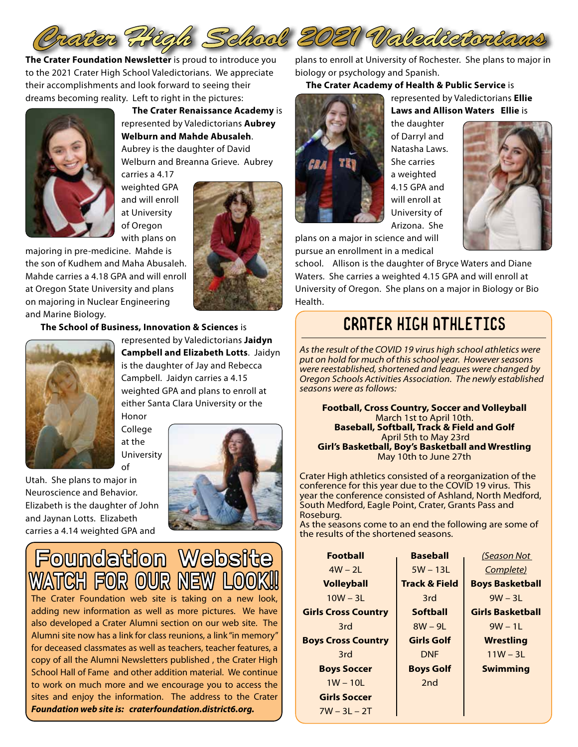# Crater High School 2021 Valedictorians

**The Crater Foundation Newsletter** is proud to introduce you to the 2021 Crater High School Valedictorians. We appreciate their accomplishments and look forward to seeing their dreams becoming reality. Left to right in the pictures:

**The Crater Renaissance Academy** is represented by Valedictorians **Aubrey Welburn and Mahde Abusaleh**. Aubrey is the daughter of David Welburn and Breanna Grieve. Aubrey carries a 4.17 weighted GPA and will enroll at University of Oregon with plans on majoring in pre-medicine. Mahde is the son of Kudhem and Maha Abusaleh. Mahde carries a 4.18 GPA and will enroll at Oregon State University and plans on majoring in Nuclear Engineering and Marine Biology.

**The School of Business, Innovation & Sciences** is represented by Valedictorians **Jaidyn Campbell and Elizabeth Lotts**. Jaidyn is the daughter of Jay and Rebecca Campbell. Jaidyn carries a 4.15 weighted GPA and plans to enroll at either Santa Clara University or the Honor College at the University of Utah. She plans to major in Neuroscience and Behavior. Elizabeth is the daughter of John and Jaynan Lotts. Elizabeth carries a 4.14 weighted GPA and plans to enroll at University of Rochester. She plans to major in biology or psychology and Spanish.

**The Crater Academy of Health & Public Service** is represented by Valedictorians **Ellie Laws and Allison Waters**. **Ellie** is the daughter of Darryl and Natasha Laws. She carries a weighted 4.15 GPA and will enroll at University of Arizona. She plans on a major in science and will pursue an enrollment in a medical school. Allison is the daughter of Bryce Waters and Diane Waters. She carries a weighted 4.15 GPA and will enroll at University of Oregon. She plans on a major in Biology or Bio Health.

## Foundation Website
## WATCH FOR OUR NEW LOOK!!

The Crater Foundation web site is taking on a new look, adding new information as well as more pictures. We have also developed a Crater Alumni section on our web site. The Alumni site now has a link for class reunions, a link "in memory" for deceased classmates as well as teachers, teacher features, a copy of all the Alumni Newsletters published , the Crater High School Hall of Fame and other addition material. We continue to work on much more and we encourage you to access the sites and enjoy the information. The address to the Crater ***Foundation web site is: craterfoundation.district6.org.***

## CRATER HIGH ATHLETICS

*As the result of the COVID 19 virus high school athletics were put on hold for much of this school year. However seasons were reestablished, shortened and leagues were changed by Oregon Schools Activities Association. The newly established seasons were as follows:*

**Football, Cross Country, Soccer and Volleyball**
March 1st to April 10th.
**Baseball, Softball, Track & Field and Golf**
April 5th to May 23rd
**Girl's Basketball, Boy's Basketball and Wrestling**
May 10th to June 27th

Crater High athletics consisted of a reorganization of the conference for this year due to the COVID 19 virus. This year the conference consisted of Ashland, North Medford, South Medford, Eagle Point, Crater, Grants Pass and Roseburg.

As the seasons come to an end the following are some of the results of the shortened seasons.

| | | *(Season Not Complete)* |
|---|---|---|
| **Football** | **Baseball** | **Boys Basketball** |
| 4W – 2L | 5W – 13L | 9W – 3L |
| **Volleyball** | **Track & Field** | **Girls Basketball** |
| 10W – 3L | 3rd | 9W – 1L |
| **Girls Cross Country** | **Softball** | **Wrestling** |
| 3rd | 8W – 9L | 11W – 3L |
| **Boys Cross Country** | **Girls Golf** | **Swimming** |
| 3rd | DNF | |
| **Boys Soccer** | **Boys Golf** | |
| 1W – 10L | 2nd | |
| **Girls Soccer** | | |
| 7W – 3L – 2T | | |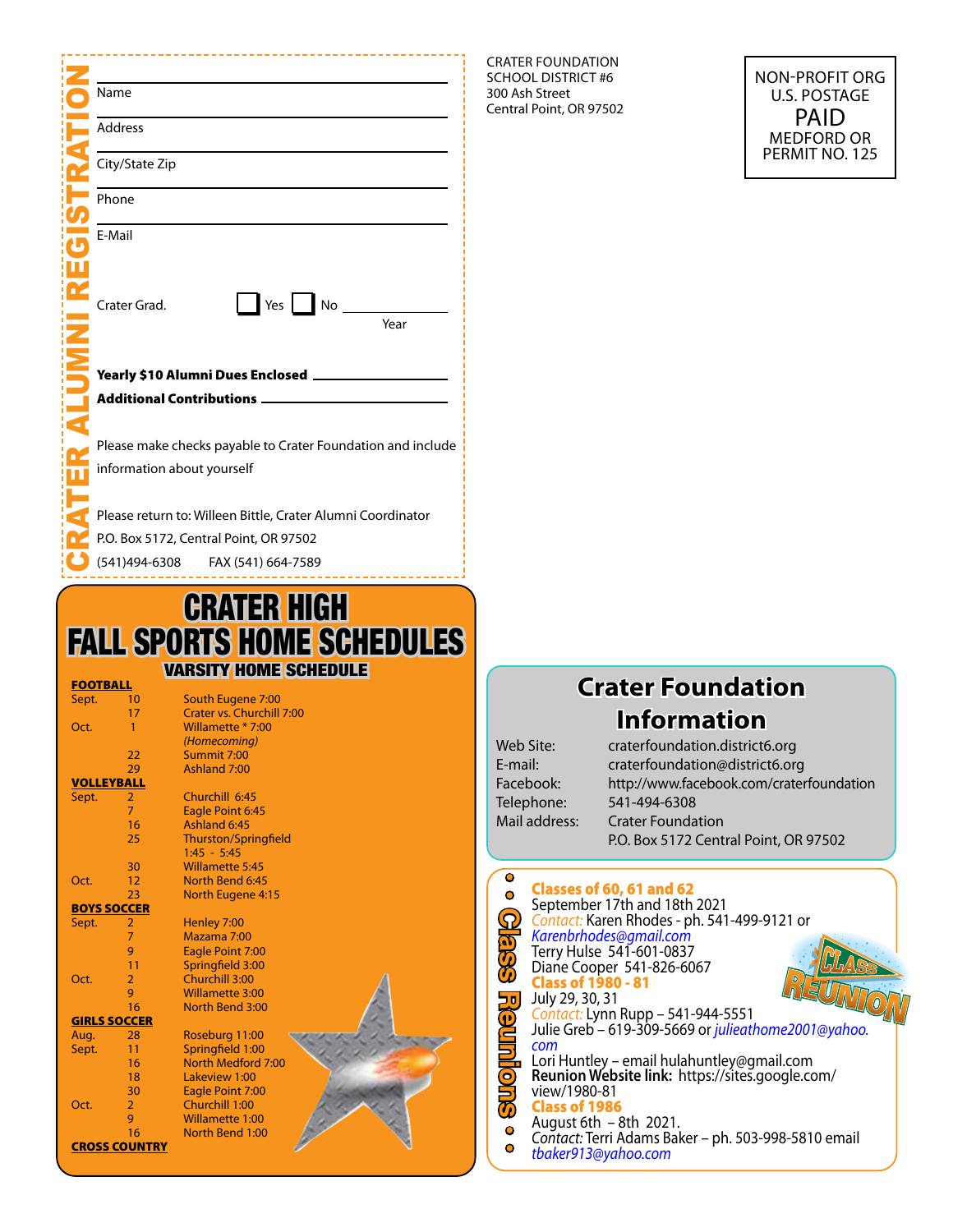## CRATER ALUMNI REGISTRATION

Name ______________________

Address ______________________

City/State Zip ______________________

Phone ______________________

E-Mail ______________________

Crater Grad. ☐ Yes ☐ No ________ Year

**Yearly $10 Alumni Dues Enclosed** ________

**Additional Contributions** ________

Please make checks payable to Crater Foundation and include information about yourself

Please return to: Willeen Bittle, Crater Alumni Coordinator
P.O. Box 5172, Central Point, OR 97502
(541)494-6308 FAX (541) 664-7589

CRATER FOUNDATION
SCHOOL DISTRICT #6
300 Ash Street
Central Point, OR 97502

NON-PROFIT ORG
U.S. POSTAGE
PAID
MEDFORD OR
PERMIT NO. 125

# CRATER HIGH FALL SPORTS HOME SCHEDULES

### VARSITY HOME SCHEDULE

**FOOTBALL**

| | | |
|---|---|---|
| Sept. | 10 | South Eugene 7:00 |
| | 17 | Crater vs. Churchill 7:00 |
| Oct. | 1 | Willamette * 7:00 *(Homecoming)* |
| | 22 | Summit 7:00 |
| | 29 | Ashland 7:00 |

**VOLLEYBALL**

| | | |
|---|---|---|
| Sept. | 2 | Churchill 6:45 |
| | 7 | Eagle Point 6:45 |
| | 16 | Ashland 6:45 |
| | 25 | Thurston/Springfield 1:45 - 5:45 |
| | 30 | Willamette 5:45 |
| Oct. | 12 | North Bend 6:45 |
| | 23 | North Eugene 4:15 |

**BOYS SOCCER**

| | | |
|---|---|---|
| Sept. | 2 | Henley 7:00 |
| | 7 | Mazama 7:00 |
| | 9 | Eagle Point 7:00 |
| | 11 | Springfield 3:00 |
| Oct. | 2 | Churchill 3:00 |
| | 9 | Willamette 3:00 |
| | 16 | North Bend 3:00 |

**GIRLS SOCCER**

| | | |
|---|---|---|
| Aug. | 28 | Roseburg 11:00 |
| Sept. | 11 | Springfield 1:00 |
| | 16 | North Medford 7:00 |
| | 18 | Lakeview 1:00 |
| | 30 | Eagle Point 7:00 |
| Oct. | 2 | Churchill 1:00 |
| | 9 | Willamette 1:00 |
| | 16 | North Bend 1:00 |

**CROSS COUNTRY**

## Crater Foundation Information

| | |
|---|---|
| Web Site: | craterfoundation.district6.org |
| E-mail: | craterfoundation@district6.org |
| Facebook: | http://www.facebook.com/craterfoundation |
| Telephone: | 541-494-6308 |
| Mail address: | Crater Foundation<br>P.O. Box 5172 Central Point, OR 97502 |

## Class Reunions

**Classes of 60, 61 and 62**
September 17th and 18th 2021
*Contact:* Karen Rhodes - ph. 541-499-9121 or Karenbrhodes@gmail.com
Terry Hulse 541-601-0837
Diane Cooper 541-826-6067

**Class of 1980 - 81**
July 29, 30, 31
*Contact:* Lynn Rupp – 541-944-5551
Julie Greb – 619-309-5669 or julieathome2001@yahoo.com
Lori Huntley – email hulahuntley@gmail.com
**Reunion Website link:** https://sites.google.com/view/1980-81

**Class of 1986**
August 6th – 8th 2021.
*Contact:* Terri Adams Baker – ph. 503-998-5810 email tbaker913@yahoo.com